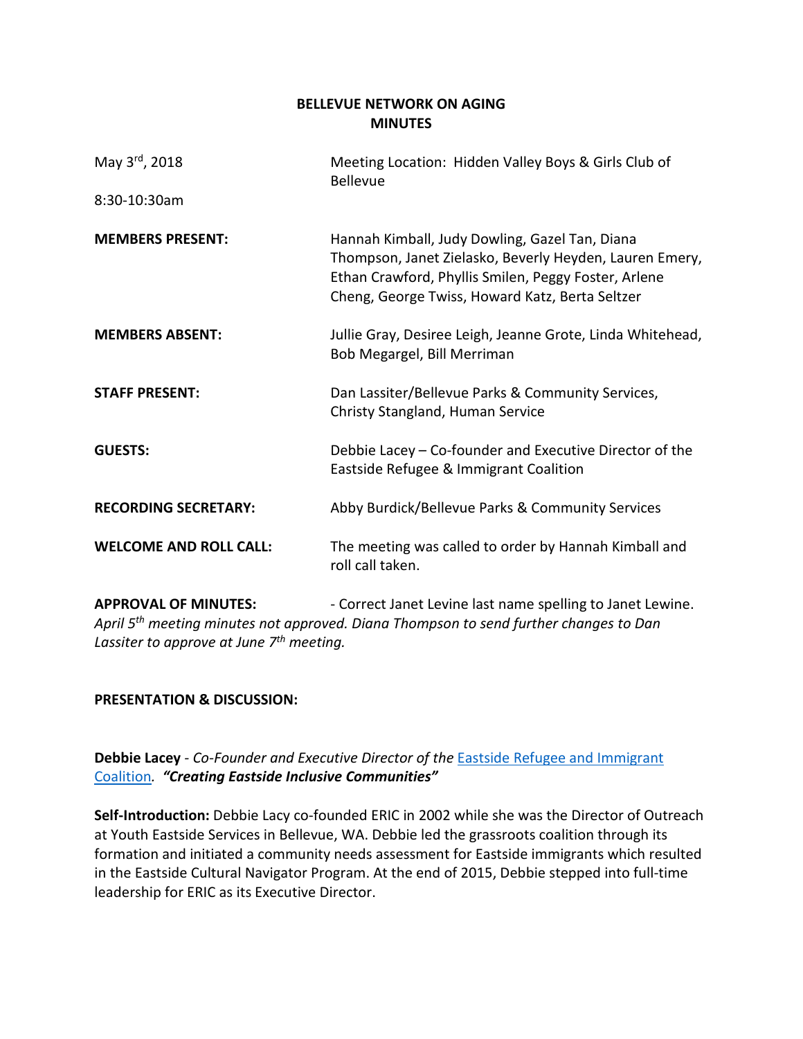# BELLEVUE NETWORK ON AGING
## MINUTES

| | |
|---|---|
| May 3rd, 2018<br>8:30-10:30am | Meeting Location: Hidden Valley Boys & Girls Club of Bellevue |
| **MEMBERS PRESENT:** | Hannah Kimball, Judy Dowling, Gazel Tan, Diana Thompson, Janet Zielasko, Beverly Heyden, Lauren Emery, Ethan Crawford, Phyllis Smilen, Peggy Foster, Arlene Cheng, George Twiss, Howard Katz, Berta Seltzer |
| **MEMBERS ABSENT:** | Jullie Gray, Desiree Leigh, Jeanne Grote, Linda Whitehead, Bob Megargel, Bill Merriman |
| **STAFF PRESENT:** | Dan Lassiter/Bellevue Parks & Community Services, Christy Stangland, Human Service |
| **GUESTS:** | Debbie Lacey – Co-founder and Executive Director of the Eastside Refugee & Immigrant Coalition |
| **RECORDING SECRETARY:** | Abby Burdick/Bellevue Parks & Community Services |
| **WELCOME AND ROLL CALL:** | The meeting was called to order by Hannah Kimball and roll call taken. |

**APPROVAL OF MINUTES:** - Correct Janet Levine last name spelling to Janet Lewine. *April 5th meeting minutes not approved. Diana Thompson to send further changes to Dan Lassiter to approve at June 7th meeting.*

**PRESENTATION & DISCUSSION:**

**Debbie Lacey** - *Co-Founder and Executive Director of the* Eastside Refugee and Immigrant Coalition*.* ***"Creating Eastside Inclusive Communities"***

**Self-Introduction:** Debbie Lacy co-founded ERIC in 2002 while she was the Director of Outreach at Youth Eastside Services in Bellevue, WA. Debbie led the grassroots coalition through its formation and initiated a community needs assessment for Eastside immigrants which resulted in the Eastside Cultural Navigator Program. At the end of 2015, Debbie stepped into full-time leadership for ERIC as its Executive Director.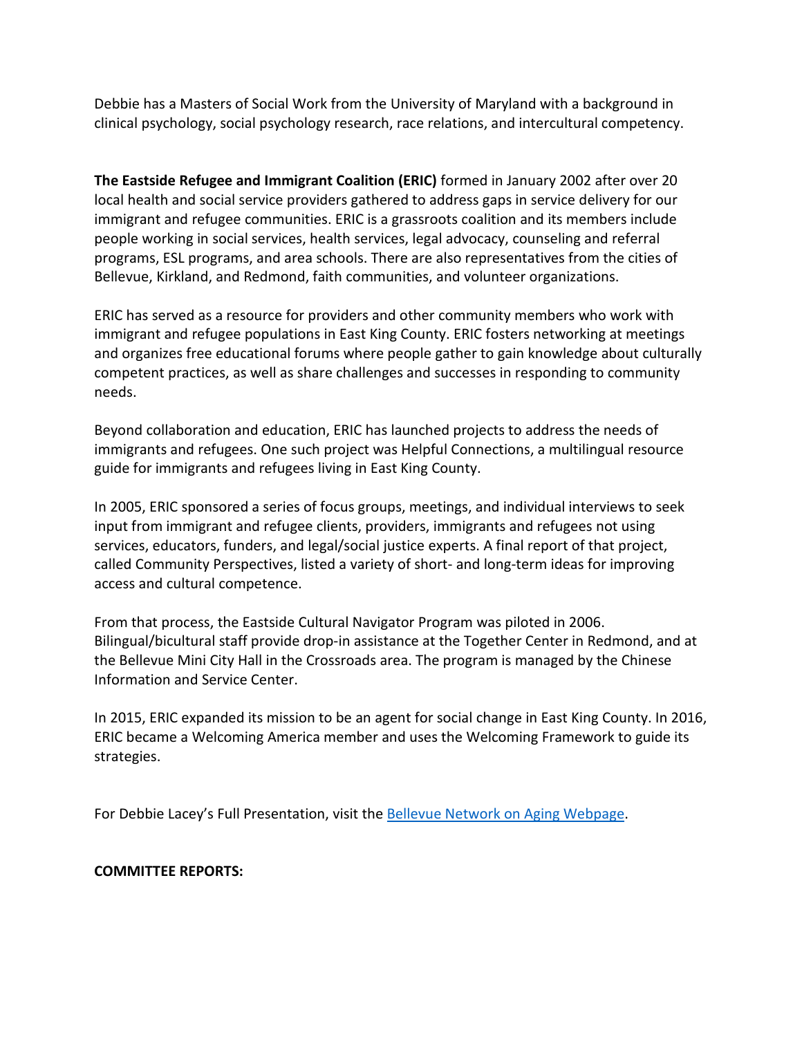Debbie has a Masters of Social Work from the University of Maryland with a background in clinical psychology, social psychology research, race relations, and intercultural competency.

**The Eastside Refugee and Immigrant Coalition (ERIC)** formed in January 2002 after over 20 local health and social service providers gathered to address gaps in service delivery for our immigrant and refugee communities. ERIC is a grassroots coalition and its members include people working in social services, health services, legal advocacy, counseling and referral programs, ESL programs, and area schools. There are also representatives from the cities of Bellevue, Kirkland, and Redmond, faith communities, and volunteer organizations.

ERIC has served as a resource for providers and other community members who work with immigrant and refugee populations in East King County. ERIC fosters networking at meetings and organizes free educational forums where people gather to gain knowledge about culturally competent practices, as well as share challenges and successes in responding to community needs.

Beyond collaboration and education, ERIC has launched projects to address the needs of immigrants and refugees. One such project was Helpful Connections, a multilingual resource guide for immigrants and refugees living in East King County.

In 2005, ERIC sponsored a series of focus groups, meetings, and individual interviews to seek input from immigrant and refugee clients, providers, immigrants and refugees not using services, educators, funders, and legal/social justice experts. A final report of that project, called Community Perspectives, listed a variety of short- and long-term ideas for improving access and cultural competence.

From that process, the Eastside Cultural Navigator Program was piloted in 2006. Bilingual/bicultural staff provide drop-in assistance at the Together Center in Redmond, and at the Bellevue Mini City Hall in the Crossroads area. The program is managed by the Chinese Information and Service Center.

In 2015, ERIC expanded its mission to be an agent for social change in East King County. In 2016, ERIC became a Welcoming America member and uses the Welcoming Framework to guide its strategies.

For Debbie Lacey's Full Presentation, visit the [Bellevue Network on Aging Webpage](#).

**COMMITTEE REPORTS:**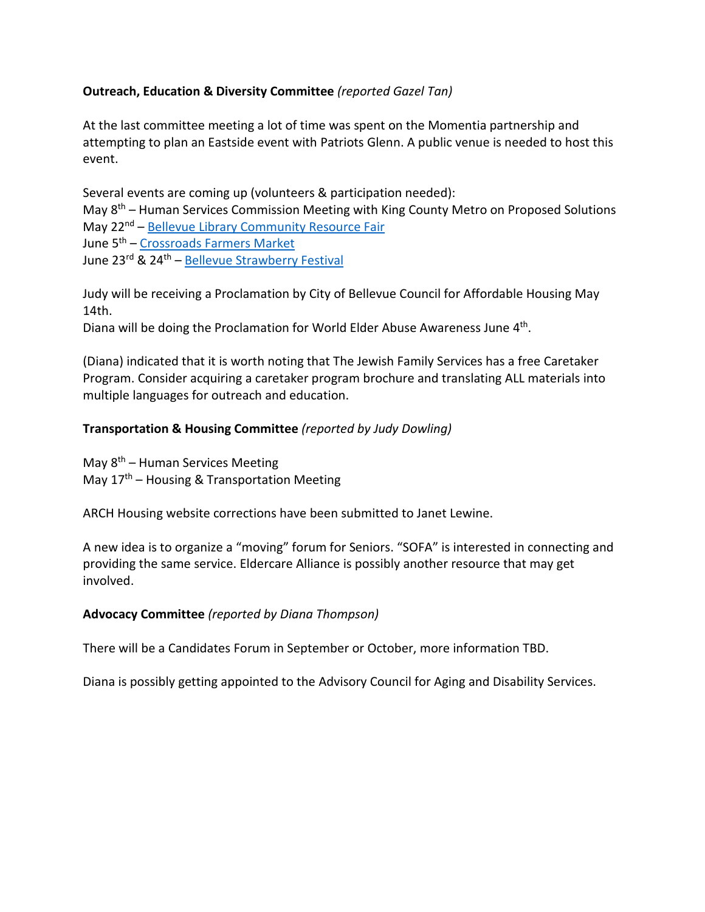**Outreach, Education & Diversity Committee** *(reported Gazel Tan)*

At the last committee meeting a lot of time was spent on the Momentia partnership and attempting to plan an Eastside event with Patriots Glenn. A public venue is needed to host this event.

Several events are coming up (volunteers & participation needed):
May 8th – Human Services Commission Meeting with King County Metro on Proposed Solutions
May 22nd – Bellevue Library Community Resource Fair
June 5th – Crossroads Farmers Market
June 23rd & 24th – Bellevue Strawberry Festival

Judy will be receiving a Proclamation by City of Bellevue Council for Affordable Housing May 14th.
Diana will be doing the Proclamation for World Elder Abuse Awareness June 4th.

(Diana) indicated that it is worth noting that The Jewish Family Services has a free Caretaker Program. Consider acquiring a caretaker program brochure and translating ALL materials into multiple languages for outreach and education.

**Transportation & Housing Committee** *(reported by Judy Dowling)*

May 8th – Human Services Meeting
May 17th – Housing & Transportation Meeting

ARCH Housing website corrections have been submitted to Janet Lewine.

A new idea is to organize a "moving" forum for Seniors. "SOFA" is interested in connecting and providing the same service. Eldercare Alliance is possibly another resource that may get involved.

**Advocacy Committee** *(reported by Diana Thompson)*

There will be a Candidates Forum in September or October, more information TBD.

Diana is possibly getting appointed to the Advisory Council for Aging and Disability Services.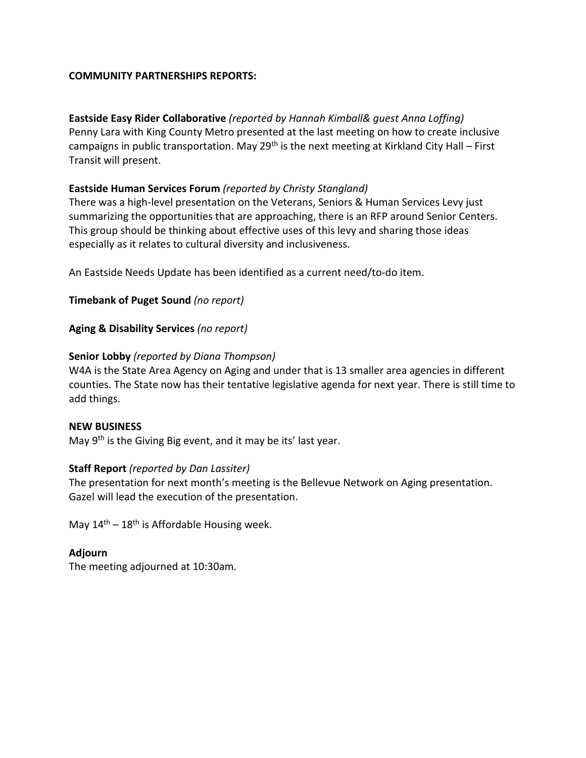**COMMUNITY PARTNERSHIPS REPORTS:**

**Eastside Easy Rider Collaborative** *(reported by Hannah Kimball& guest Anna Loffing)*
Penny Lara with King County Metro presented at the last meeting on how to create inclusive campaigns in public transportation. May 29th is the next meeting at Kirkland City Hall – First Transit will present.

**Eastside Human Services Forum** *(reported by Christy Stangland)*
There was a high-level presentation on the Veterans, Seniors & Human Services Levy just summarizing the opportunities that are approaching, there is an RFP around Senior Centers. This group should be thinking about effective uses of this levy and sharing those ideas especially as it relates to cultural diversity and inclusiveness.

An Eastside Needs Update has been identified as a current need/to-do item.

**Timebank of Puget Sound** *(no report)*

**Aging & Disability Services** *(no report)*

**Senior Lobby** *(reported by Diana Thompson)*
W4A is the State Area Agency on Aging and under that is 13 smaller area agencies in different counties. The State now has their tentative legislative agenda for next year. There is still time to add things.

**NEW BUSINESS**
May 9th is the Giving Big event, and it may be its' last year.

**Staff Report** *(reported by Dan Lassiter)*
The presentation for next month's meeting is the Bellevue Network on Aging presentation. Gazel will lead the execution of the presentation.

May 14th – 18th is Affordable Housing week.

**Adjourn**
The meeting adjourned at 10:30am.